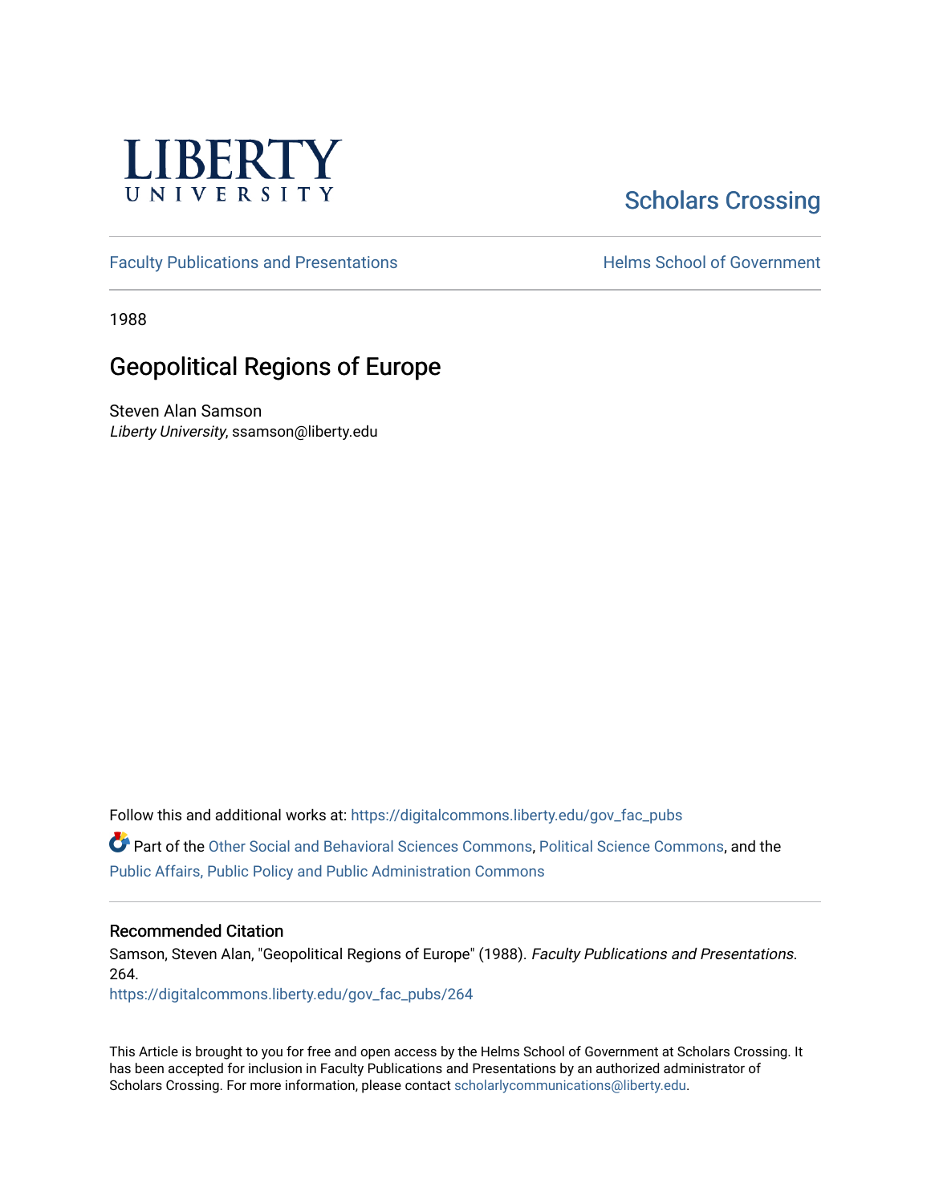LIBERTY UNIVERSITY

Scholars Crossing

Faculty Publications and Presentations

Helms School of Government

1988

# Geopolitical Regions of Europe

Steven Alan Samson
*Liberty University*, ssamson@liberty.edu

Follow this and additional works at: https://digitalcommons.liberty.edu/gov_fac_pubs

Part of the Other Social and Behavioral Sciences Commons, Political Science Commons, and the Public Affairs, Public Policy and Public Administration Commons

## Recommended Citation

Samson, Steven Alan, "Geopolitical Regions of Europe" (1988). *Faculty Publications and Presentations*. 264.
https://digitalcommons.liberty.edu/gov_fac_pubs/264

This Article is brought to you for free and open access by the Helms School of Government at Scholars Crossing. It has been accepted for inclusion in Faculty Publications and Presentations by an authorized administrator of Scholars Crossing. For more information, please contact scholarlycommunications@liberty.edu.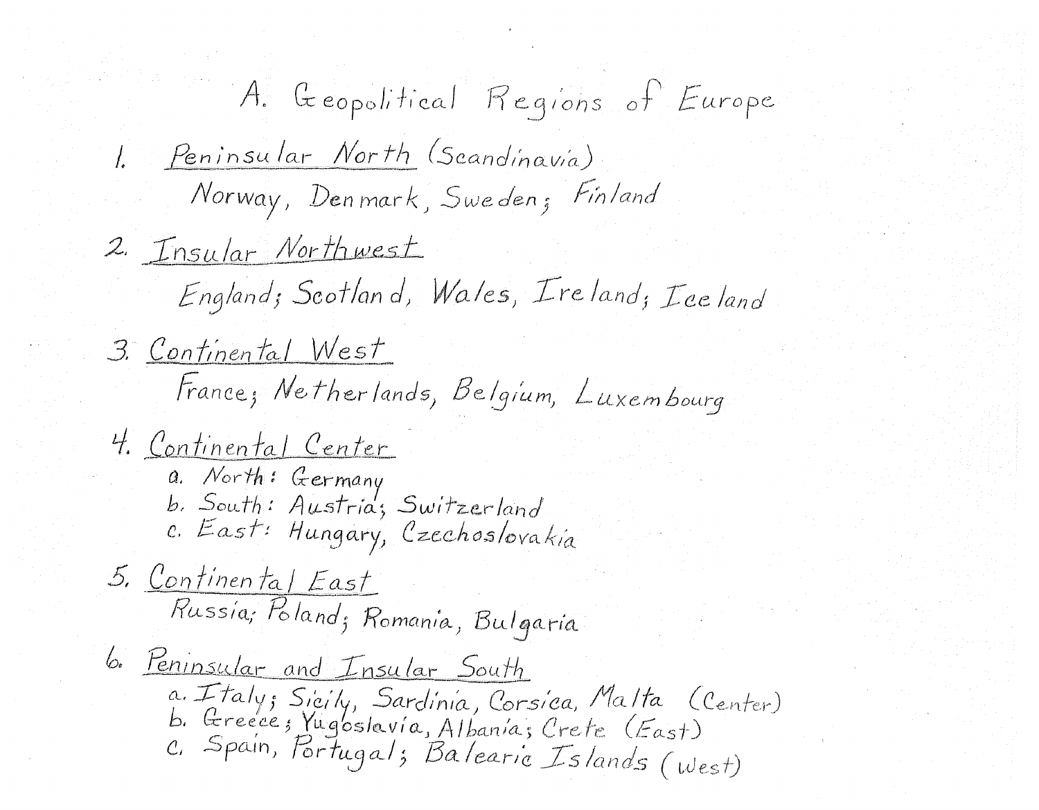# A. Geopolitical Regions of Europe

1. Peninsular North (Scandinavia)
   Norway, Denmark, Sweden; Finland

2. Insular Northwest
   England; Scotland, Wales, Ireland; Iceland

3. Continental West
   France; Netherlands, Belgium, Luxembourg

4. Continental Center
   a. North: Germany
   b. South: Austria; Switzerland
   c. East: Hungary, Czechoslovakia

5. Continental East
   Russia; Poland; Romania, Bulgaria

6. Peninsular and Insular South
   a. Italy; Sicily, Sardinia, Corsica, Malta (Center)
   b. Greece; Yugoslavia, Albania; Crete (East)
   c. Spain, Portugal; Balearic Islands (West)